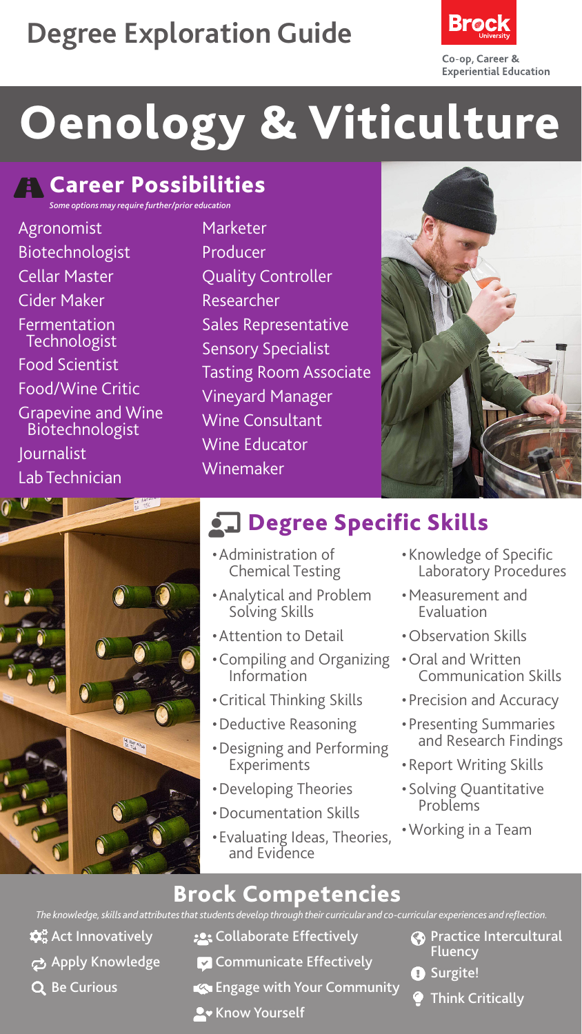# Degree Exploration Guide

Brock University
Co-op, Career & Experiential Education

# Oenology & Viticulture

## Career Possibilities

*Some options may require further/prior education*

- Agronomist
- Biotechnologist
- Cellar Master
- Cider Maker
- Fermentation Technologist
- Food Scientist
- Food/Wine Critic
- Grapevine and Wine Biotechnologist
- Journalist
- Lab Technician
- Marketer
- Producer
- Quality Controller
- Researcher
- Sales Representative
- Sensory Specialist
- Tasting Room Associate
- Vineyard Manager
- Wine Consultant
- Wine Educator
- Winemaker

## Degree Specific Skills

- Administration of Chemical Testing
- Analytical and Problem Solving Skills
- Attention to Detail
- Compiling and Organizing Information
- Critical Thinking Skills
- Deductive Reasoning
- Designing and Performing Experiments
- Developing Theories
- Documentation Skills
- Evaluating Ideas, Theories, and Evidence
- Knowledge of Specific Laboratory Procedures
- Measurement and Evaluation
- Observation Skills
- Oral and Written Communication Skills
- Precision and Accuracy
- Presenting Summaries and Research Findings
- Report Writing Skills
- Solving Quantitative Problems
- Working in a Team

## Brock Competencies

*The knowledge, skills and attributes that students develop through their curricular and co-curricular experiences and reflection.*

- Act Innovatively
- Apply Knowledge
- Be Curious
- Collaborate Effectively
- Communicate Effectively
- Engage with Your Community
- Know Yourself
- Practice Intercultural Fluency
- Surgite!
- Think Critically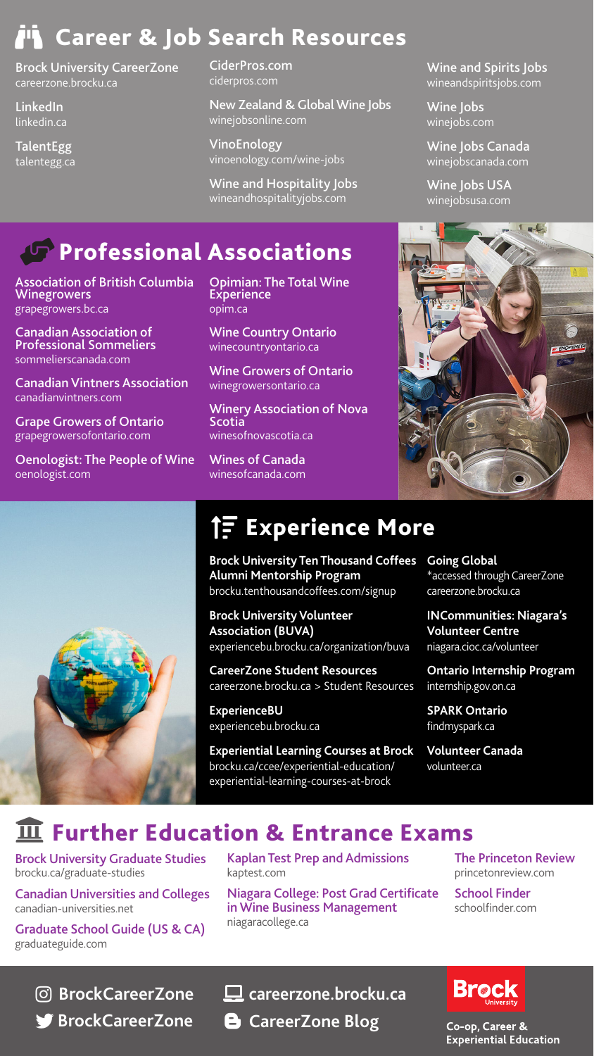# Career & Job Search Resources

**Brock University CareerZone**
careerzone.brocku.ca

**LinkedIn**
linkedin.ca

**TalentEgg**
talentegg.ca

**CiderPros.com**
ciderpros.com

**New Zealand & Global Wine Jobs**
winejobsonline.com

**VinoEnology**
vinoenology.com/wine-jobs

**Wine and Hospitality Jobs**
wineandhospitalityjobs.com

**Wine and Spirits Jobs**
wineandspiritsjobs.com

**Wine Jobs**
winejobs.com

**Wine Jobs Canada**
winejobscanada.com

**Wine Jobs USA**
winejobsusa.com

# Professional Associations

**Association of British Columbia Winegrowers**
grapegrowers.bc.ca

**Canadian Association of Professional Sommeliers**
sommelierscanada.com

**Canadian Vintners Association**
canadianvintners.com

**Grape Growers of Ontario**
grapegrowersofontario.com

**Oenologist: The People of Wine**
oenologist.com

**Opimian: The Total Wine Experience**
opim.ca

**Wine Country Ontario**
winecountryontario.ca

**Wine Growers of Ontario**
winegrowersontario.ca

**Winery Association of Nova Scotia**
winesofnovascotia.ca

**Wines of Canada**
winesofcanada.com

# Experience More

**Brock University Ten Thousand Coffees Alumni Mentorship Program**
brocku.tenthousandcoffees.com/signup

**Brock University Volunteer Association (BUVA)**
experiencebu.brocku.ca/organization/buva

**CareerZone Student Resources**
careerzone.brocku.ca > Student Resources

**ExperienceBU**
experiencebu.brocku.ca

**Experiential Learning Courses at Brock**
brocku.ca/ccee/experiential-education/experiential-learning-courses-at-brock

**Going Global**
*accessed through CareerZone
careerzone.brocku.ca

**INCommunities: Niagara's Volunteer Centre**
niagara.cioc.ca/volunteer

**Ontario Internship Program**
internship.gov.on.ca

**SPARK Ontario**
findmyspark.ca

**Volunteer Canada**
volunteer.ca

# Further Education & Entrance Exams

**Brock University Graduate Studies**
brocku.ca/graduate-studies

**Canadian Universities and Colleges**
canadian-universities.net

**Graduate School Guide (US & CA)**
graduateguide.com

**Kaplan Test Prep and Admissions**
kaptest.com

**Niagara College: Post Grad Certificate in Wine Business Management**
niagaracollege.ca

**The Princeton Review**
princetonreview.com

**School Finder**
schoolfinder.com

BrockCareerZone (Instagram)
BrockCareerZone (Twitter)
careerzone.brocku.ca
CareerZone Blog

Brock University
Co-op, Career & Experiential Education